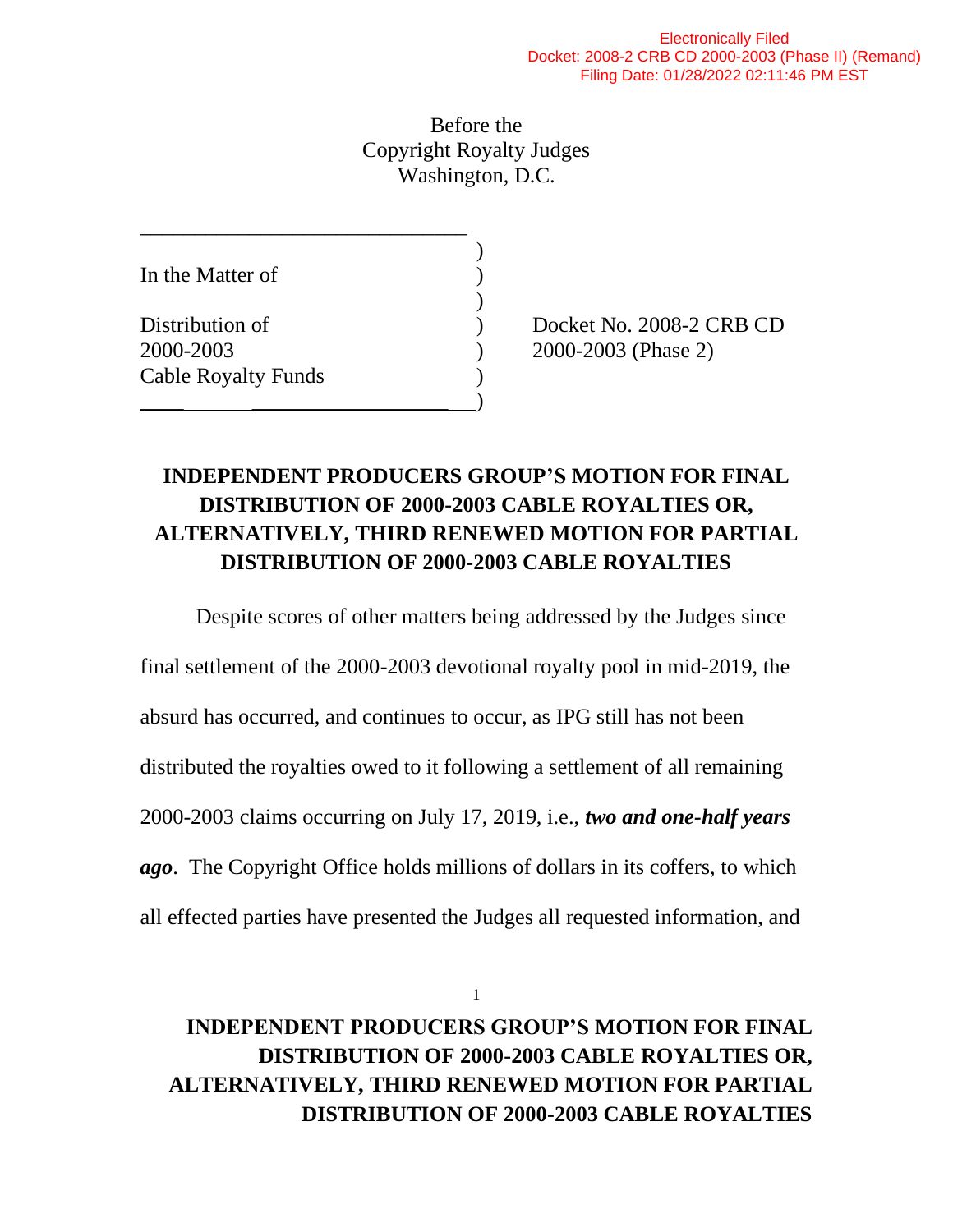Electronically Filed
Docket: 2008-2 CRB CD 2000-2003 (Phase II) (Remand)
Filing Date: 01/28/2022 02:11:46 PM EST

Before the
Copyright Royalty Judges
Washington, D.C.

| | |
|---|---|
| In the Matter of<br><br>Distribution of<br>2000-2003<br>Cable Royalty Funds | Docket No. 2008-2 CRB CD<br>2000-2003 (Phase 2) |

## INDEPENDENT PRODUCERS GROUP'S MOTION FOR FINAL DISTRIBUTION OF 2000-2003 CABLE ROYALTIES OR, ALTERNATIVELY, THIRD RENEWED MOTION FOR PARTIAL DISTRIBUTION OF 2000-2003 CABLE ROYALTIES

Despite scores of other matters being addressed by the Judges since final settlement of the 2000-2003 devotional royalty pool in mid-2019, the absurd has occurred, and continues to occur, as IPG still has not been distributed the royalties owed to it following a settlement of all remaining 2000-2003 claims occurring on July 17, 2019, i.e., ***two and one-half years ago***. The Copyright Office holds millions of dollars in its coffers, to which all effected parties have presented the Judges all requested information, and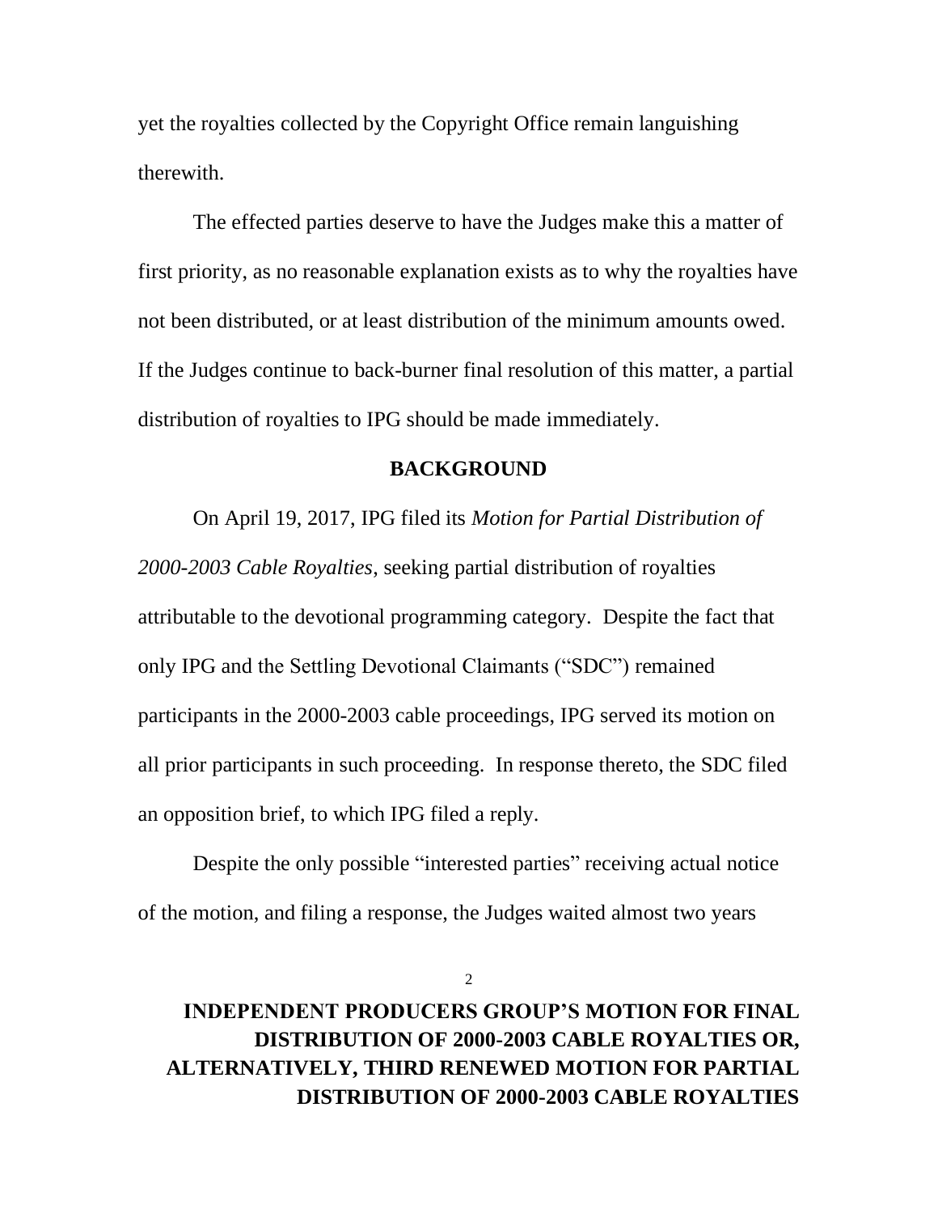yet the royalties collected by the Copyright Office remain languishing therewith.

The effected parties deserve to have the Judges make this a matter of first priority, as no reasonable explanation exists as to why the royalties have not been distributed, or at least distribution of the minimum amounts owed. If the Judges continue to back-burner final resolution of this matter, a partial distribution of royalties to IPG should be made immediately.

## BACKGROUND

On April 19, 2017, IPG filed its *Motion for Partial Distribution of 2000-2003 Cable Royalties*, seeking partial distribution of royalties attributable to the devotional programming category. Despite the fact that only IPG and the Settling Devotional Claimants ("SDC") remained participants in the 2000-2003 cable proceedings, IPG served its motion on all prior participants in such proceeding. In response thereto, the SDC filed an opposition brief, to which IPG filed a reply.

Despite the only possible "interested parties" receiving actual notice of the motion, and filing a response, the Judges waited almost two years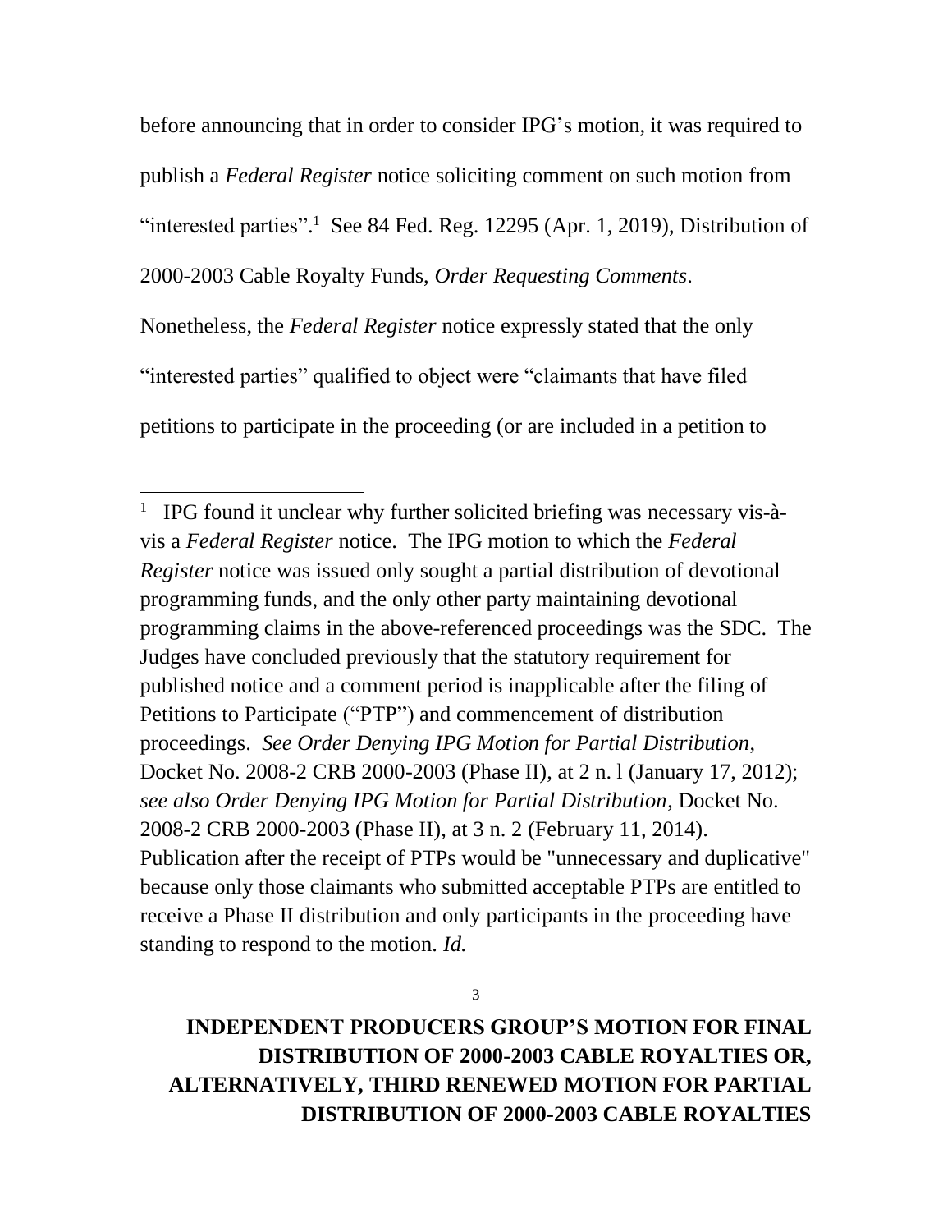before announcing that in order to consider IPG's motion, it was required to publish a *Federal Register* notice soliciting comment on such motion from "interested parties".[1] See 84 Fed. Reg. 12295 (Apr. 1, 2019), Distribution of 2000-2003 Cable Royalty Funds, *Order Requesting Comments*. Nonetheless, the *Federal Register* notice expressly stated that the only "interested parties" qualified to object were "claimants that have filed petitions to participate in the proceeding (or are included in a petition to

---

[1] IPG found it unclear why further solicited briefing was necessary vis-à-vis a *Federal Register* notice. The IPG motion to which the *Federal Register* notice was issued only sought a partial distribution of devotional programming funds, and the only other party maintaining devotional programming claims in the above-referenced proceedings was the SDC. The Judges have concluded previously that the statutory requirement for published notice and a comment period is inapplicable after the filing of Petitions to Participate ("PTP") and commencement of distribution proceedings. *See Order Denying IPG Motion for Partial Distribution*, Docket No. 2008-2 CRB 2000-2003 (Phase II), at 2 n. l (January 17, 2012); *see also Order Denying IPG Motion for Partial Distribution*, Docket No. 2008-2 CRB 2000-2003 (Phase II), at 3 n. 2 (February 11, 2014). Publication after the receipt of PTPs would be "unnecessary and duplicative" because only those claimants who submitted acceptable PTPs are entitled to receive a Phase II distribution and only participants in the proceeding have standing to respond to the motion. *Id.*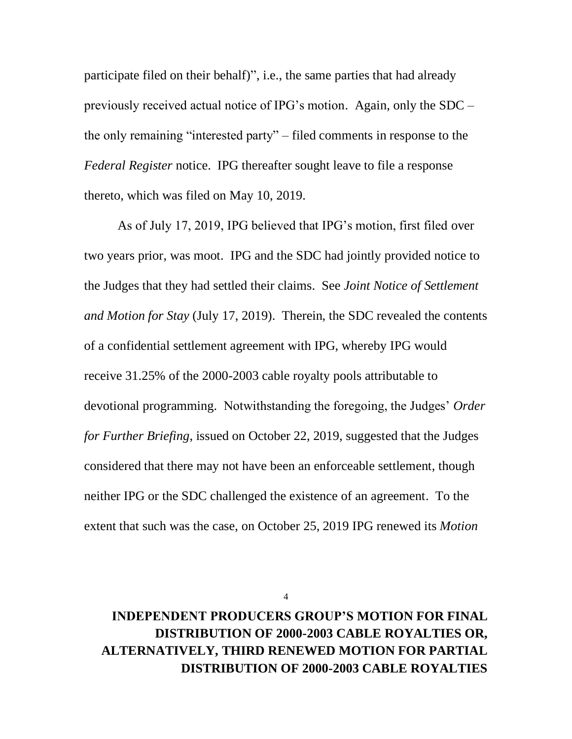participate filed on their behalf)", i.e., the same parties that had already previously received actual notice of IPG's motion. Again, only the SDC – the only remaining "interested party" – filed comments in response to the *Federal Register* notice. IPG thereafter sought leave to file a response thereto, which was filed on May 10, 2019.

As of July 17, 2019, IPG believed that IPG's motion, first filed over two years prior, was moot. IPG and the SDC had jointly provided notice to the Judges that they had settled their claims. See *Joint Notice of Settlement and Motion for Stay* (July 17, 2019). Therein, the SDC revealed the contents of a confidential settlement agreement with IPG, whereby IPG would receive 31.25% of the 2000-2003 cable royalty pools attributable to devotional programming. Notwithstanding the foregoing, the Judges' *Order for Further Briefing*, issued on October 22, 2019, suggested that the Judges considered that there may not have been an enforceable settlement, though neither IPG or the SDC challenged the existence of an agreement. To the extent that such was the case, on October 25, 2019 IPG renewed its *Motion*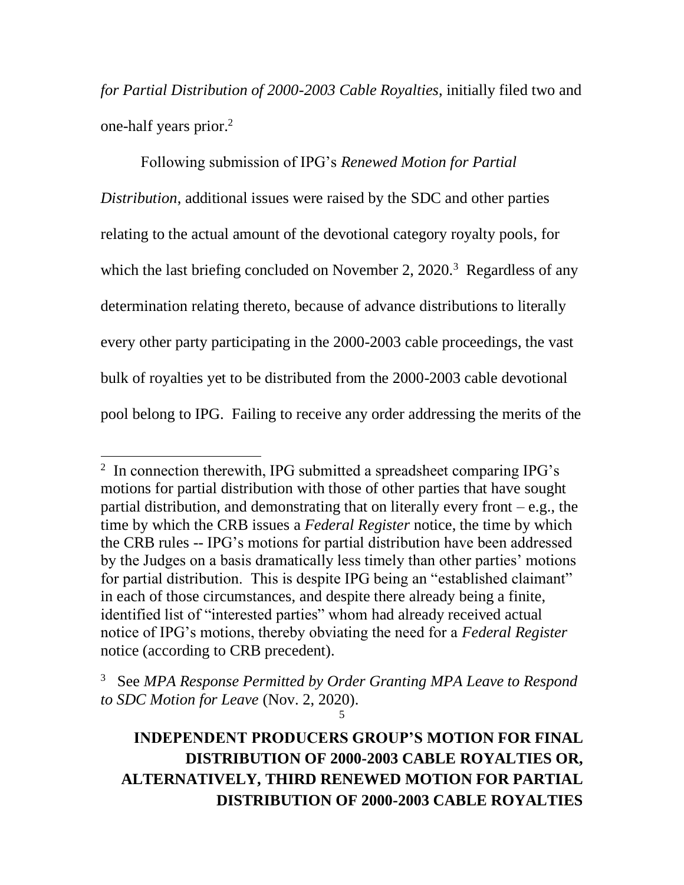*for Partial Distribution of 2000-2003 Cable Royalties*, initially filed two and one-half years prior.[2]

Following submission of IPG's *Renewed Motion for Partial Distribution*, additional issues were raised by the SDC and other parties relating to the actual amount of the devotional category royalty pools, for which the last briefing concluded on November 2, 2020.[3] Regardless of any determination relating thereto, because of advance distributions to literally every other party participating in the 2000-2003 cable proceedings, the vast bulk of royalties yet to be distributed from the 2000-2003 cable devotional pool belong to IPG. Failing to receive any order addressing the merits of the

---

[2] In connection therewith, IPG submitted a spreadsheet comparing IPG's motions for partial distribution with those of other parties that have sought partial distribution, and demonstrating that on literally every front – e.g., the time by which the CRB issues a *Federal Register* notice, the time by which the CRB rules -- IPG's motions for partial distribution have been addressed by the Judges on a basis dramatically less timely than other parties' motions for partial distribution. This is despite IPG being an "established claimant" in each of those circumstances, and despite there already being a finite, identified list of "interested parties" whom had already received actual notice of IPG's motions, thereby obviating the need for a *Federal Register* notice (according to CRB precedent).

[3] See *MPA Response Permitted by Order Granting MPA Leave to Respond to SDC Motion for Leave* (Nov. 2, 2020).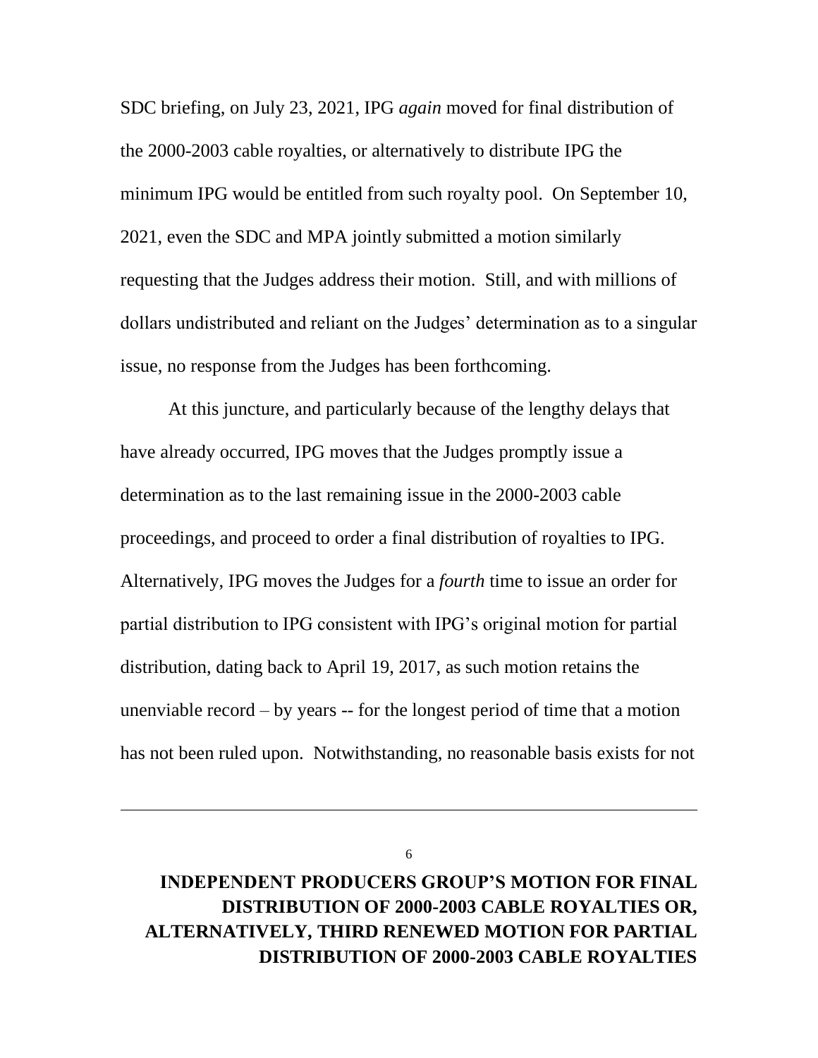SDC briefing, on July 23, 2021, IPG *again* moved for final distribution of the 2000-2003 cable royalties, or alternatively to distribute IPG the minimum IPG would be entitled from such royalty pool. On September 10, 2021, even the SDC and MPA jointly submitted a motion similarly requesting that the Judges address their motion. Still, and with millions of dollars undistributed and reliant on the Judges' determination as to a singular issue, no response from the Judges has been forthcoming.

At this juncture, and particularly because of the lengthy delays that have already occurred, IPG moves that the Judges promptly issue a determination as to the last remaining issue in the 2000-2003 cable proceedings, and proceed to order a final distribution of royalties to IPG. Alternatively, IPG moves the Judges for a *fourth* time to issue an order for partial distribution to IPG consistent with IPG's original motion for partial distribution, dating back to April 19, 2017, as such motion retains the unenviable record – by years -- for the longest period of time that a motion has not been ruled upon. Notwithstanding, no reasonable basis exists for not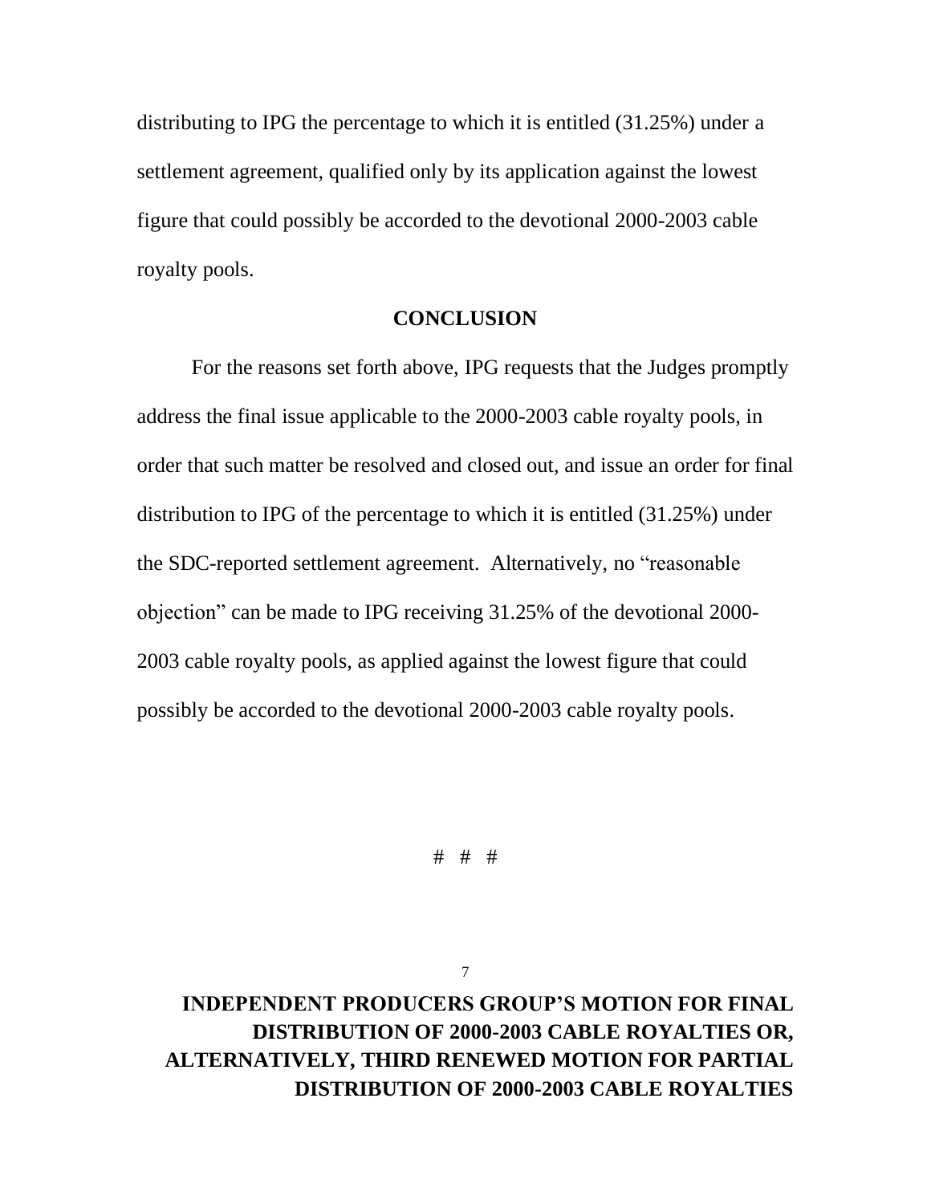distributing to IPG the percentage to which it is entitled (31.25%) under a settlement agreement, qualified only by its application against the lowest figure that could possibly be accorded to the devotional 2000-2003 cable royalty pools.

## CONCLUSION

For the reasons set forth above, IPG requests that the Judges promptly address the final issue applicable to the 2000-2003 cable royalty pools, in order that such matter be resolved and closed out, and issue an order for final distribution to IPG of the percentage to which it is entitled (31.25%) under the SDC-reported settlement agreement. Alternatively, no "reasonable objection" can be made to IPG receiving 31.25% of the devotional 2000-2003 cable royalty pools, as applied against the lowest figure that could possibly be accorded to the devotional 2000-2003 cable royalty pools.

# # #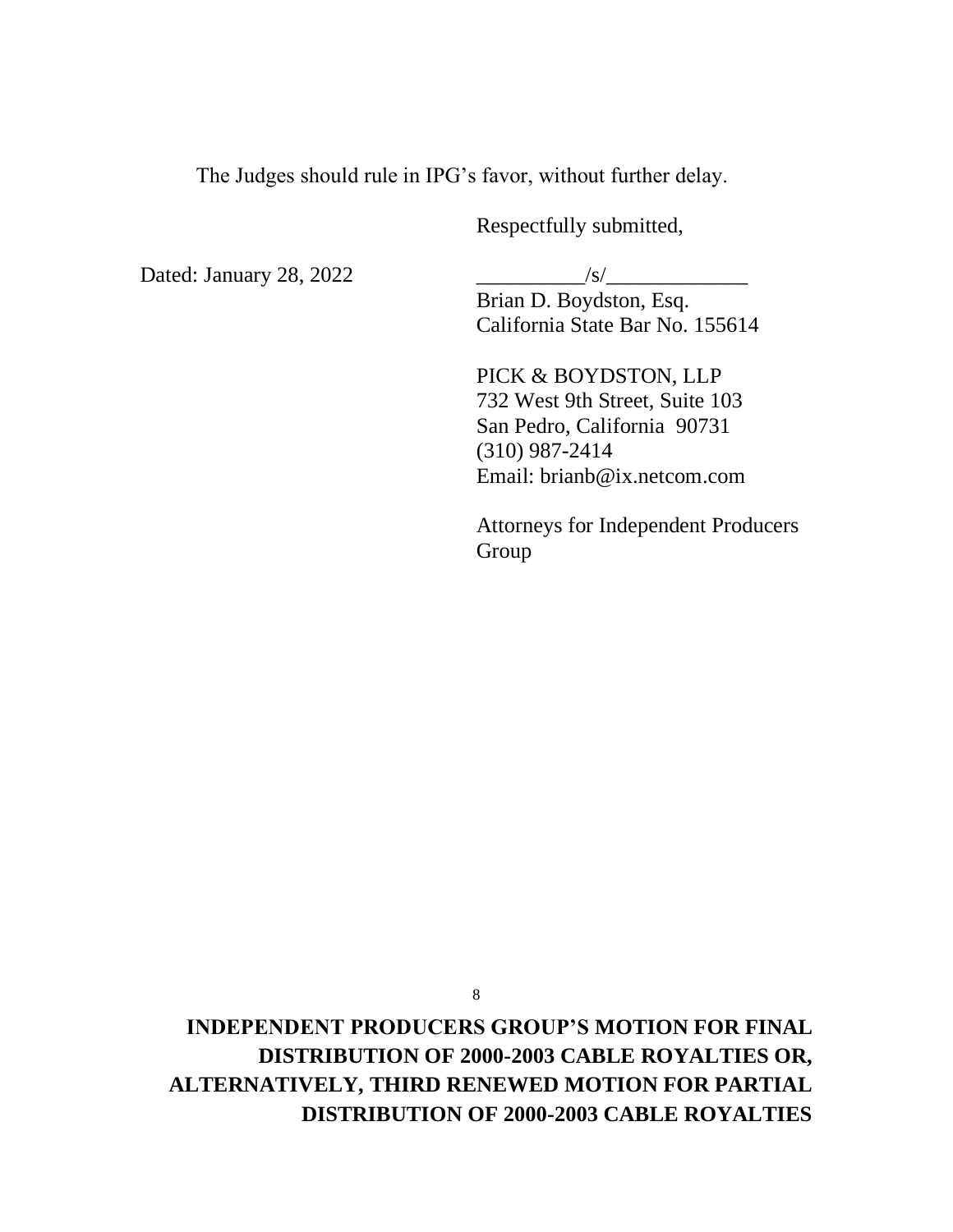The Judges should rule in IPG's favor, without further delay.

Respectfully submitted,

Dated: January 28, 2022

__________/s/_____________
Brian D. Boydston, Esq.
California State Bar No. 155614

PICK & BOYDSTON, LLP
732 West 9th Street, Suite 103
San Pedro, California 90731
(310) 987-2414
Email: brianb@ix.netcom.com

Attorneys for Independent Producers Group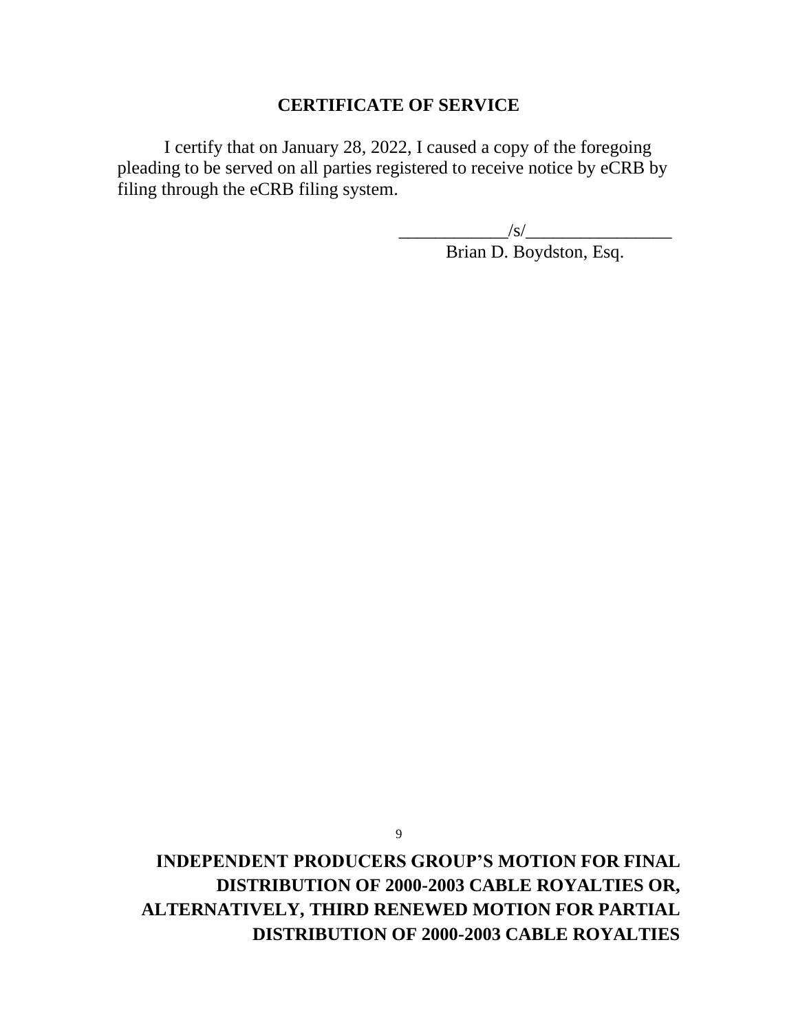## CERTIFICATE OF SERVICE

I certify that on January 28, 2022, I caused a copy of the foregoing pleading to be served on all parties registered to receive notice by eCRB by filing through the eCRB filing system.

____________/s/________________
Brian D. Boydston, Esq.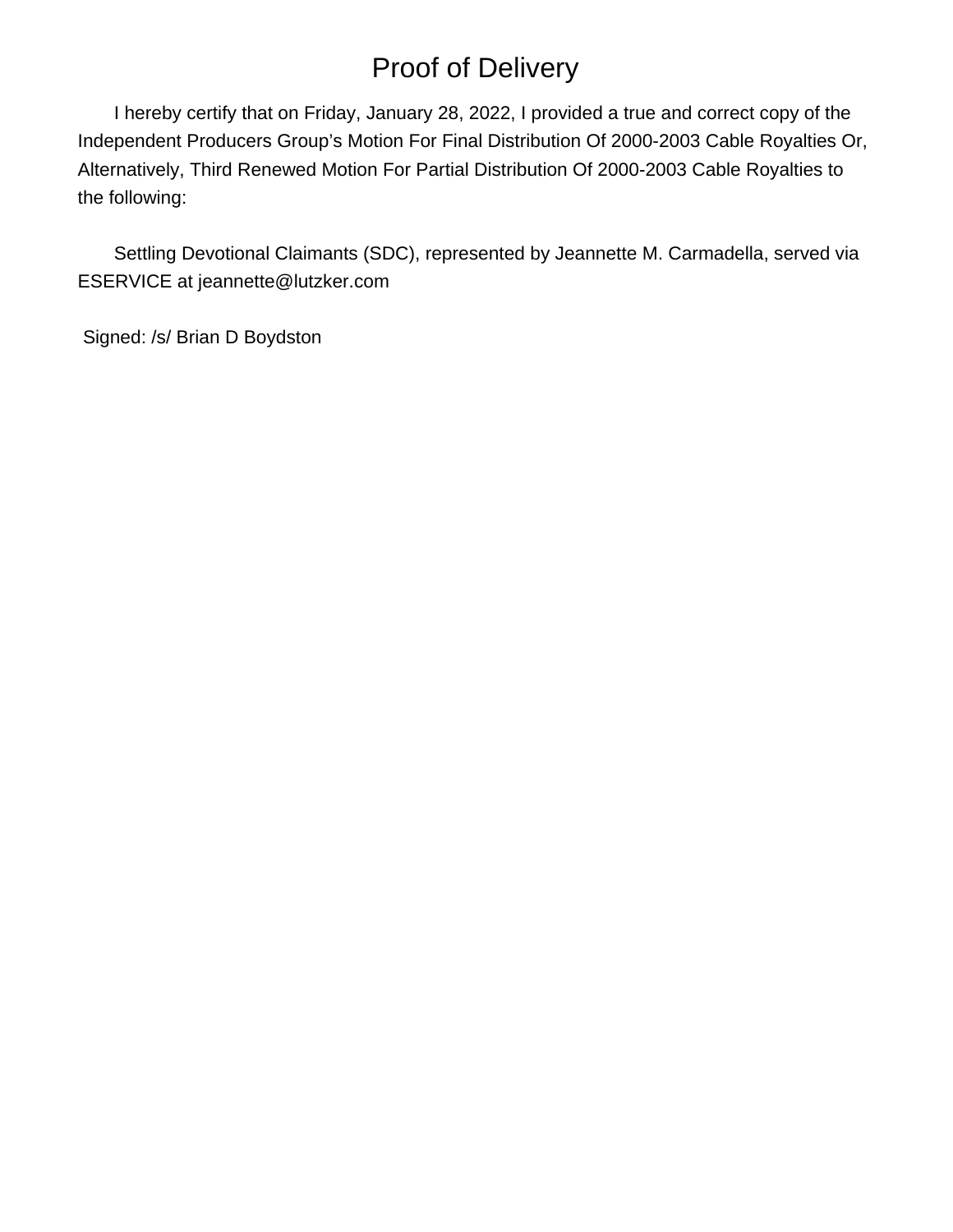# Proof of Delivery

I hereby certify that on Friday, January 28, 2022, I provided a true and correct copy of the Independent Producers Group's Motion For Final Distribution Of 2000-2003 Cable Royalties Or, Alternatively, Third Renewed Motion For Partial Distribution Of 2000-2003 Cable Royalties to the following:

Settling Devotional Claimants (SDC), represented by Jeannette M. Carmadella, served via ESERVICE at jeannette@lutzker.com

Signed: /s/ Brian D Boydston